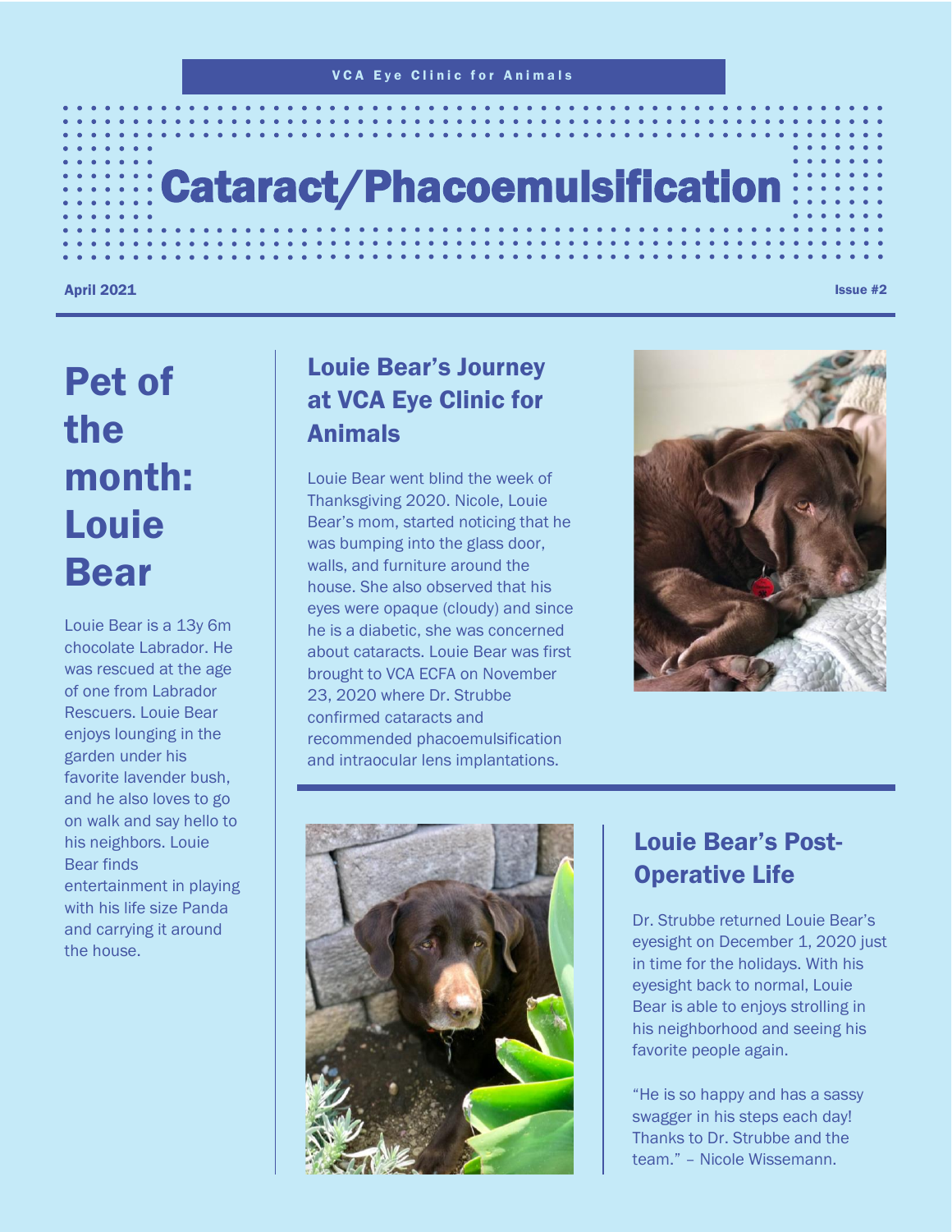VCA Eye Clinic for Animals

# Cataract/Phacoemulsification

April 2021 Issue #2

## Pet of the month: Louie Bear

Louie Bear is a 13y 6m chocolate Labrador. He was rescued at the age of one from Labrador Rescuers. Louie Bear enjoys lounging in the garden under his favorite lavender bush, and he also loves to go on walk and say hello to his neighbors. Louie Bear finds entertainment in playing with his life size Panda and carrying it around the house.

### Louie Bear's Journey at VCA Eye Clinic for Animals

Louie Bear went blind the week of Thanksgiving 2020. Nicole, Louie Bear's mom, started noticing that he was bumping into the glass door, walls, and furniture around the house. She also observed that his eyes were opaque (cloudy) and since he is a diabetic, she was concerned about cataracts. Louie Bear was first brought to VCA ECFA on November 23, 2020 where Dr. Strubbe confirmed cataracts and recommended phacoemulsification and intraocular lens implantations.

### Louie Bear's Post-Operative Life

Dr. Strubbe returned Louie Bear's eyesight on December 1, 2020 just in time for the holidays. With his eyesight back to normal, Louie Bear is able to enjoys strolling in his neighborhood and seeing his favorite people again.

"He is so happy and has a sassy swagger in his steps each day! Thanks to Dr. Strubbe and the team." – Nicole Wissemann.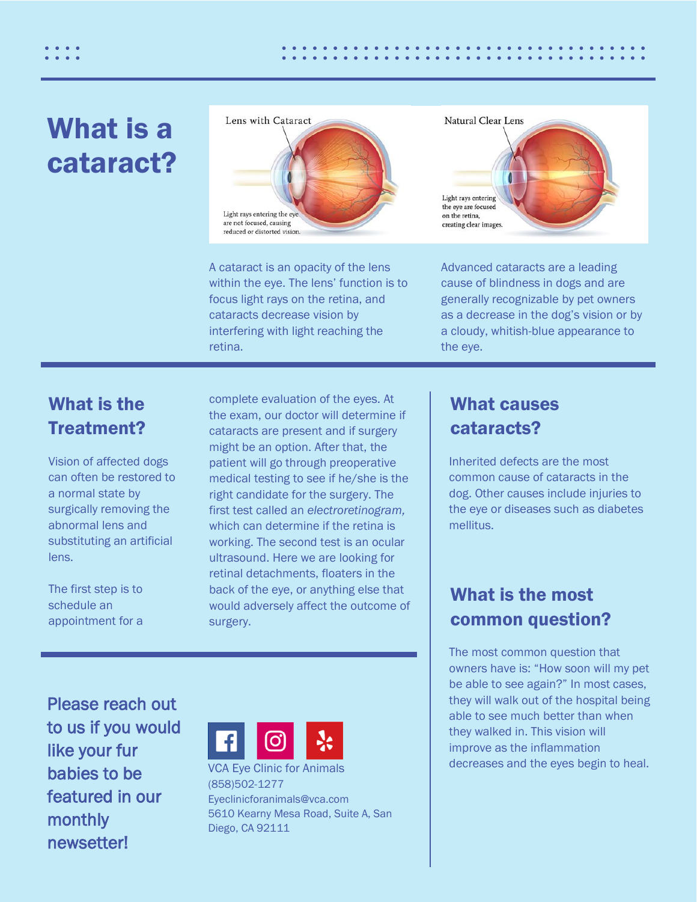# What is a cataract?

Lens with Cataract

Light rays entering the eye are not focused, causing reduced or distorted vision.

Natural Clear Lens

Light rays entering the eye are focused on the retina, creating clear images.

A cataract is an opacity of the lens within the eye. The lens' function is to focus light rays on the retina, and cataracts decrease vision by interfering with light reaching the retina.

Advanced cataracts are a leading cause of blindness in dogs and are generally recognizable by pet owners as a decrease in the dog's vision or by a cloudy, whitish-blue appearance to the eye.

## What is the Treatment?

Vision of affected dogs can often be restored to a normal state by surgically removing the abnormal lens and substituting an artificial lens.

The first step is to schedule an appointment for a complete evaluation of the eyes. At the exam, our doctor will determine if cataracts are present and if surgery might be an option. After that, the patient will go through preoperative medical testing to see if he/she is the right candidate for the surgery. The first test called an *electroretinogram,* which can determine if the retina is working. The second test is an ocular ultrasound. Here we are looking for retinal detachments, floaters in the back of the eye, or anything else that would adversely affect the outcome of surgery.

## What causes cataracts?

Inherited defects are the most common cause of cataracts in the dog. Other causes include injuries to the eye or diseases such as diabetes mellitus.

## What is the most common question?

The most common question that owners have is: "How soon will my pet be able to see again?" In most cases, they will walk out of the hospital being able to see much better than when they walked in. This vision will improve as the inflammation decreases and the eyes begin to heal.

Please reach out to us if you would like your fur babies to be featured in our monthly newsetter!

VCA Eye Clinic for Animals
(858)502-1277
Eyeclinicforanimals@vca.com
5610 Kearny Mesa Road, Suite A, San Diego, CA 92111